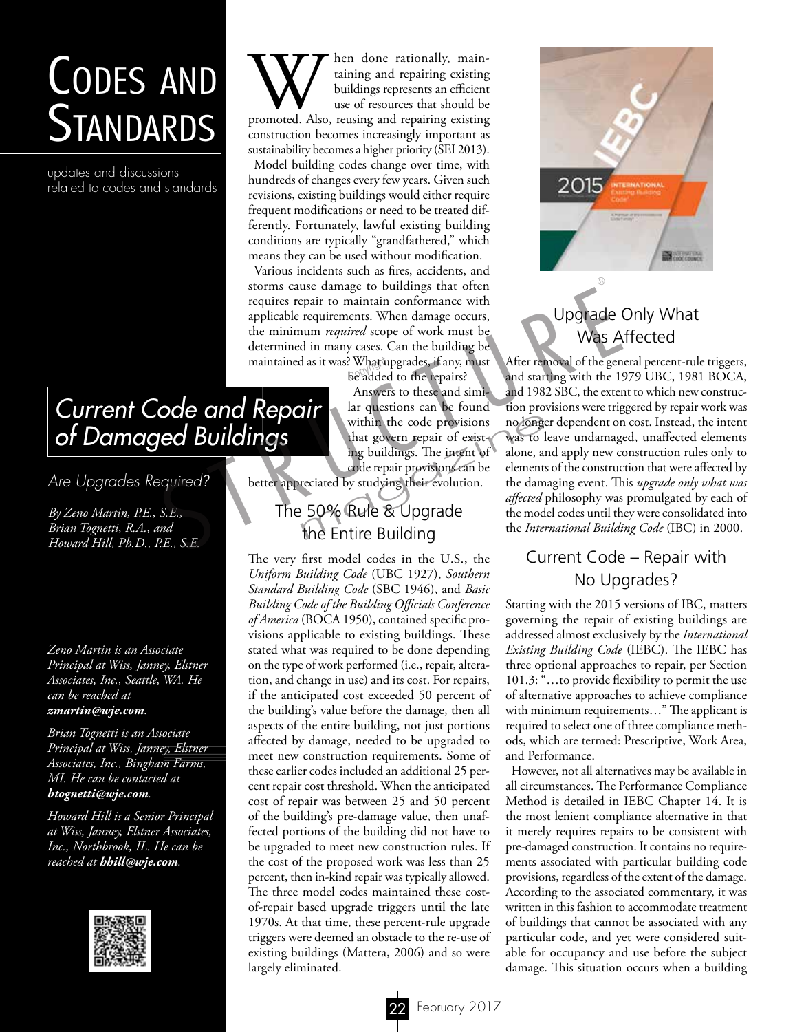# Codes and Standards

updates and discussions related to codes and standards

## Current Code and Repair of Damaged Buildings

### Are Upgrades Required?

*By Zeno Martin, P.E., S.E., Brian Tognetti, R.A., and Howard Hill, Ph.D., P.E., S.E.*

*Zeno Martin is an Associate Principal at Wiss, Janney, Elstner Associates, Inc., Seattle, WA. He can be reached at* ***zmartin@wje.com****.*

*Brian Tognetti is an Associate Principal at Wiss, Janney, Elstner Associates, Inc., Bingham Farms, MI. He can be contacted at* ***btognetti@wje.com****.*

*Howard Hill is a Senior Principal at Wiss, Janney, Elstner Associates, Inc., Northbrook, IL. He can be reached at* ***hhill@wje.com****.*

When done rationally, maintaining and repairing existing buildings represents an efficient use of resources that should be promoted. Also, reusing and repairing existing construction becomes increasingly important as sustainability becomes a higher priority (SEI 2013).

Model building codes change over time, with hundreds of changes every few years. Given such revisions, existing buildings would either require frequent modifications or need to be treated differently. Fortunately, lawful existing building conditions are typically "grandfathered," which means they can be used without modification.

Various incidents such as fires, accidents, and storms cause damage to buildings that often requires repair to maintain conformance with applicable requirements. When damage occurs, the minimum *required* scope of work must be determined in many cases. Can the building be maintained as it was? What upgrades, if any, must be added to the repairs?

Answers to these and similar questions can be found within the code provisions that govern repair of existing buildings. The intent of code repair provisions can be better appreciated by studying their evolution.

### The 50% Rule & Upgrade the Entire Building

The very first model codes in the U.S., the *Uniform Building Code* (UBC 1927), *Southern Standard Building Code* (SBC 1946), and *Basic Building Code of the Building Officials Conference of America* (BOCA 1950), contained specific provisions applicable to existing buildings. These stated what was required to be done depending on the type of work performed (i.e., repair, alteration, and change in use) and its cost. For repairs, if the anticipated cost exceeded 50 percent of the building's value before the damage, then all aspects of the entire building, not just portions affected by damage, needed to be upgraded to meet new construction requirements. Some of these earlier codes included an additional 25 percent repair cost threshold. When the anticipated cost of repair was between 25 and 50 percent of the building's pre-damage value, then unaffected portions of the building did not have to be upgraded to meet new construction rules. If the cost of the proposed work was less than 25 percent, then in-kind repair was typically allowed. The three model codes maintained these cost-of-repair based upgrade triggers until the late 1970s. At that time, these percent-rule upgrade triggers were deemed an obstacle to the re-use of existing buildings (Mattera, 2006) and so were largely eliminated.

### Upgrade Only What Was Affected

After removal of the general percent-rule triggers, and starting with the 1979 UBC, 1981 BOCA, and 1982 SBC, the extent to which new construction provisions were triggered by repair work was no longer dependent on cost. Instead, the intent was to leave undamaged, unaffected elements alone, and apply new construction rules only to elements of the construction that were affected by the damaging event. This *upgrade only what was affected* philosophy was promulgated by each of the model codes until they were consolidated into the *International Building Code* (IBC) in 2000.

### Current Code – Repair with No Upgrades?

Starting with the 2015 versions of IBC, matters governing the repair of existing buildings are addressed almost exclusively by the *International Existing Building Code* (IEBC). The IEBC has three optional approaches to repair, per Section 101.3: "…to provide flexibility to permit the use of alternative approaches to achieve compliance with minimum requirements…" The applicant is required to select one of three compliance methods, which are termed: Prescriptive, Work Area, and Performance.

However, not all alternatives may be available in all circumstances. The Performance Compliance Method is detailed in IEBC Chapter 14. It is the most lenient compliance alternative in that it merely requires repairs to be consistent with pre-damaged construction. It contains no requirements associated with particular building code provisions, regardless of the extent of the damage. According to the associated commentary, it was written in this fashion to accommodate treatment of buildings that cannot be associated with any particular code, and yet were considered suitable for occupancy and use before the subject damage. This situation occurs when a building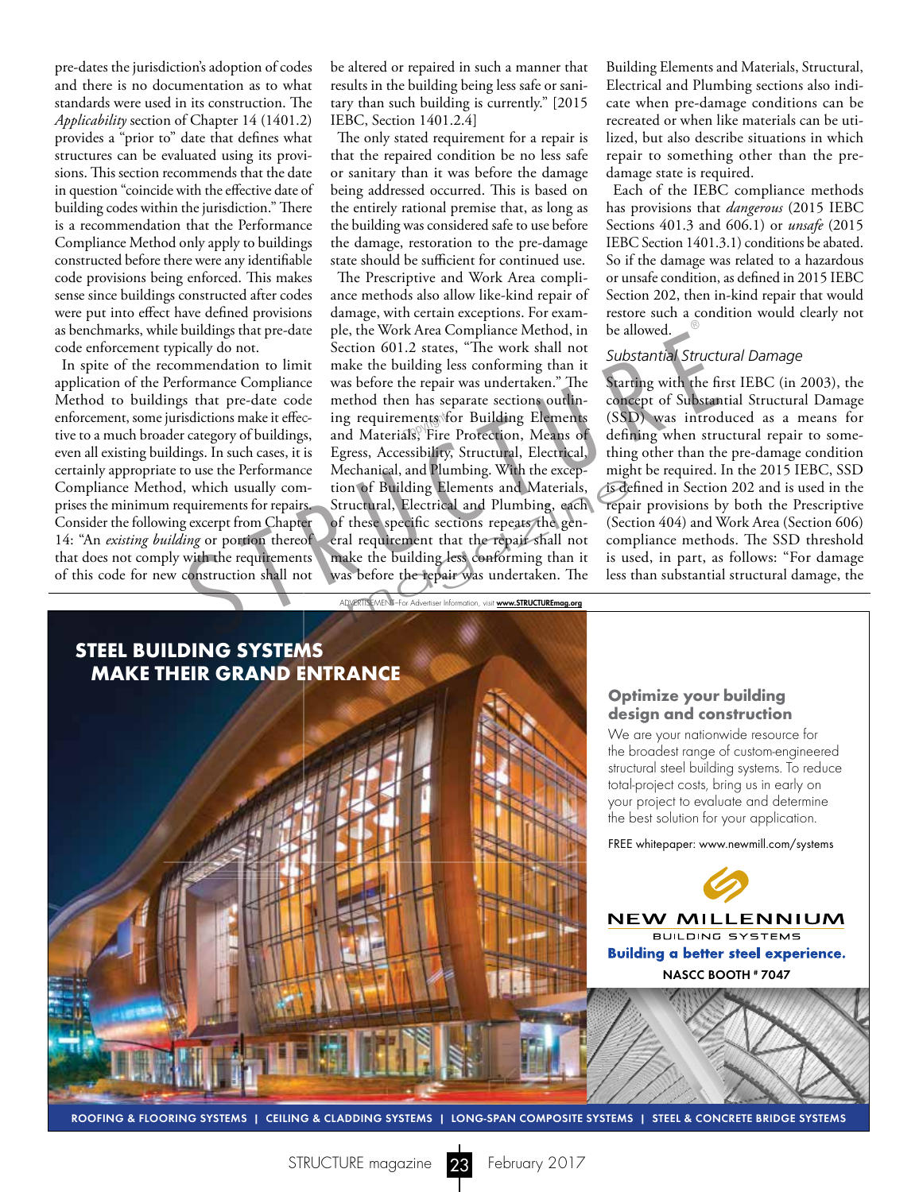pre-dates the jurisdiction's adoption of codes and there is no documentation as to what standards were used in its construction. The *Applicability* section of Chapter 14 (1401.2) provides a "prior to" date that defines what structures can be evaluated using its provisions. This section recommends that the date in question "coincide with the effective date of building codes within the jurisdiction." There is a recommendation that the Performance Compliance Method only apply to buildings constructed before there were any identifiable code provisions being enforced. This makes sense since buildings constructed after codes were put into effect have defined provisions as benchmarks, while buildings that pre-date code enforcement typically do not.

In spite of the recommendation to limit application of the Performance Compliance Method to buildings that pre-date code enforcement, some jurisdictions make it effective to a much broader category of buildings, even all existing buildings. In such cases, it is certainly appropriate to use the Performance Compliance Method, which usually comprises the minimum requirements for repairs. Consider the following excerpt from Chapter 14: "An *existing building* or portion thereof that does not comply with the requirements of this code for new construction shall not be altered or repaired in such a manner that results in the building being less safe or sanitary than such building is currently." [2015 IEBC, Section 1401.2.4]

The only stated requirement for a repair is that the repaired condition be no less safe or sanitary than it was before the damage being addressed occurred. This is based on the entirely rational premise that, as long as the building was considered safe to use before the damage, restoration to the pre-damage state should be sufficient for continued use.

The Prescriptive and Work Area compliance methods also allow like-kind repair of damage, with certain exceptions. For example, the Work Area Compliance Method, in Section 601.2 states, "The work shall not make the building less conforming than it was before the repair was undertaken." The method then has separate sections outlining requirements for Building Elements and Materials, Fire Protection, Means of Egress, Accessibility, Structural, Electrical, Mechanical, and Plumbing. With the exception of Building Elements and Materials, Structural, Electrical and Plumbing, each of these specific sections repeats the general requirement that the repair shall not make the building less conforming than it was before the repair was undertaken. The Building Elements and Materials, Structural, Electrical and Plumbing sections also indicate when pre-damage conditions can be recreated or when like materials can be utilized, but also describe situations in which repair to something other than the pre-damage state is required.

Each of the IEBC compliance methods has provisions that *dangerous* (2015 IEBC Sections 401.3 and 606.1) or *unsafe* (2015 IEBC Section 1401.3.1) conditions be abated. So if the damage was related to a hazardous or unsafe condition, as defined in 2015 IEBC Section 202, then in-kind repair that would restore such a condition would clearly not be allowed.

### *Substantial Structural Damage*

Starting with the first IEBC (in 2003), the concept of Substantial Structural Damage (SSD) was introduced as a means for defining when structural repair to something other than the pre-damage condition might be required. In the 2015 IEBC, SSD is defined in Section 202 and is used in the repair provisions by both the Prescriptive (Section 404) and Work Area (Section 606) compliance methods. The SSD threshold is used, in part, as follows: "For damage less than substantial structural damage, the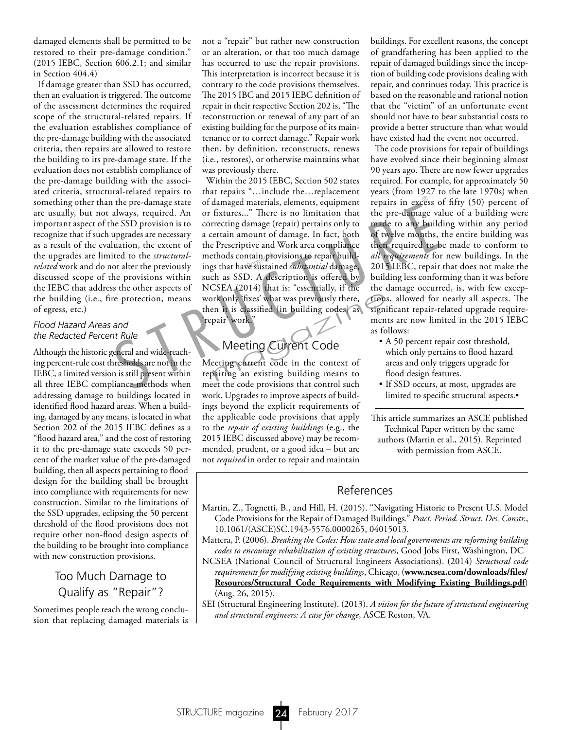damaged elements shall be permitted to be restored to their pre-damage condition." (2015 IEBC, Section 606.2.1; and similar in Section 404.4)

If damage greater than SSD has occurred, then an evaluation is triggered. The outcome of the assessment determines the required scope of the structural-related repairs. If the evaluation establishes compliance of the pre-damage building with the associated criteria, then repairs are allowed to restore the building to its pre-damage state. If the evaluation does not establish compliance of the pre-damage building with the associated criteria, structural-related repairs to something other than the pre-damage state are usually, but not always, required. An important aspect of the SSD provision is to recognize that if such upgrades are necessary as a result of the evaluation, the extent of the upgrades are limited to the *structural-related* work and do not alter the previously discussed scope of the provisions within the IEBC that address the other aspects of the building (i.e., fire protection, means of egress, etc.)

### *Flood Hazard Areas and the Redacted Percent Rule*

Although the historic general and wide-reaching percent-rule cost thresholds are not in the IEBC, a limited version is still present within all three IEBC compliance methods when addressing damage to buildings located in identified flood hazard areas. When a building, damaged by any means, is located in what Section 202 of the 2015 IEBC defines as a "flood hazard area," and the cost of restoring it to the pre-damage state exceeds 50 percent of the market value of the pre-damaged building, then all aspects pertaining to flood design for the building shall be brought into compliance with requirements for new construction. Similar to the limitations of the SSD upgrades, eclipsing the 50 percent threshold of the flood provisions does not require other non-flood design aspects of the building to be brought into compliance with new construction provisions.

## Too Much Damage to Qualify as "Repair"?

Sometimes people reach the wrong conclusion that replacing damaged materials is not a "repair" but rather new construction or an alteration, or that too much damage has occurred to use the repair provisions. This interpretation is incorrect because it is contrary to the code provisions themselves. The 2015 IBC and 2015 IEBC definition of repair in their respective Section 202 is, "The reconstruction or renewal of any part of an existing building for the purpose of its maintenance or to correct damage." Repair work then, by definition, reconstructs, renews (i.e., restores), or otherwise maintains what was previously there.

Within the 2015 IEBC, Section 502 states that repairs "…include the…replacement of damaged materials, elements, equipment or fixtures..." There is no limitation that correcting damage (repair) pertains only to a certain amount of damage. In fact, both the Prescriptive and Work area compliance methods contain provisions to repair buildings that have sustained *substantial* damage, such as SSD. A description is offered by NCSEA (2014) that is: "essentially, if the work only 'fixes' what was previously there, then it is classified [in building codes] as 'repair' work."

## Meeting Current Code

Meeting current code in the context of repairing an existing building means to meet the code provisions that control such work. Upgrades to improve aspects of buildings beyond the explicit requirements of the applicable code provisions that apply to the *repair of existing buildings* (e.g., the 2015 IEBC discussed above) may be recommended, prudent, or a good idea – but are not *required* in order to repair and maintain buildings. For excellent reasons, the concept of grandfathering has been applied to the repair of damaged buildings since the inception of building code provisions dealing with repair, and continues today. This practice is based on the reasonable and rational notion that the "victim" of an unfortunate event should not have to bear substantial costs to provide a better structure than what would have existed had the event not occurred.

The code provisions for repair of buildings have evolved since their beginning almost 90 years ago. There are now fewer upgrades required. For example, for approximately 50 years (from 1927 to the late 1970s) when repairs in excess of fifty (50) percent of the pre-damage value of a building were made to any building within any period of twelve months, the entire building was then required to be made to conform to *all requirements* for new buildings. In the 2015 IEBC, repair that does not make the building less conforming than it was before the damage occurred, is, with few exceptions, allowed for nearly all aspects. The significant repair-related upgrade requirements are now limited in the 2015 IEBC as follows:

- A 50 percent repair cost threshold, which only pertains to flood hazard areas and only triggers upgrade for flood design features.
- If SSD occurs, at most, upgrades are limited to specific structural aspects.▪

This article summarizes an ASCE published Technical Paper written by the same authors (Martin et al., 2015). Reprinted with permission from ASCE.

## References

Martin, Z., Tognetti, B., and Hill, H. (2015). "Navigating Historic to Present U.S. Model Code Provisions for the Repair of Damaged Buildings." *Pract. Period. Struct. Des. Constr.*, 10.1061/(ASCE)SC.1943-5576.0000265, 04015013.

Mattera, P. (2006). *Breaking the Codes: How state and local governments are reforming building codes to encourage rehabilitation of existing structures*, Good Jobs First, Washington, DC

NCSEA (National Council of Structural Engineers Associations). (2014) *Structural code requirements for modifying existing buildings*, Chicago, (**www.ncsea.com/downloads/files/Resources/Structural_Code_Requirements_with_Modifying_Existing_Buildings.pdf**) (Aug. 26, 2015).

SEI (Structural Engineering Institute). (2013). *A vision for the future of structural engineering and structural engineers: A case for change*, ASCE Reston, VA.